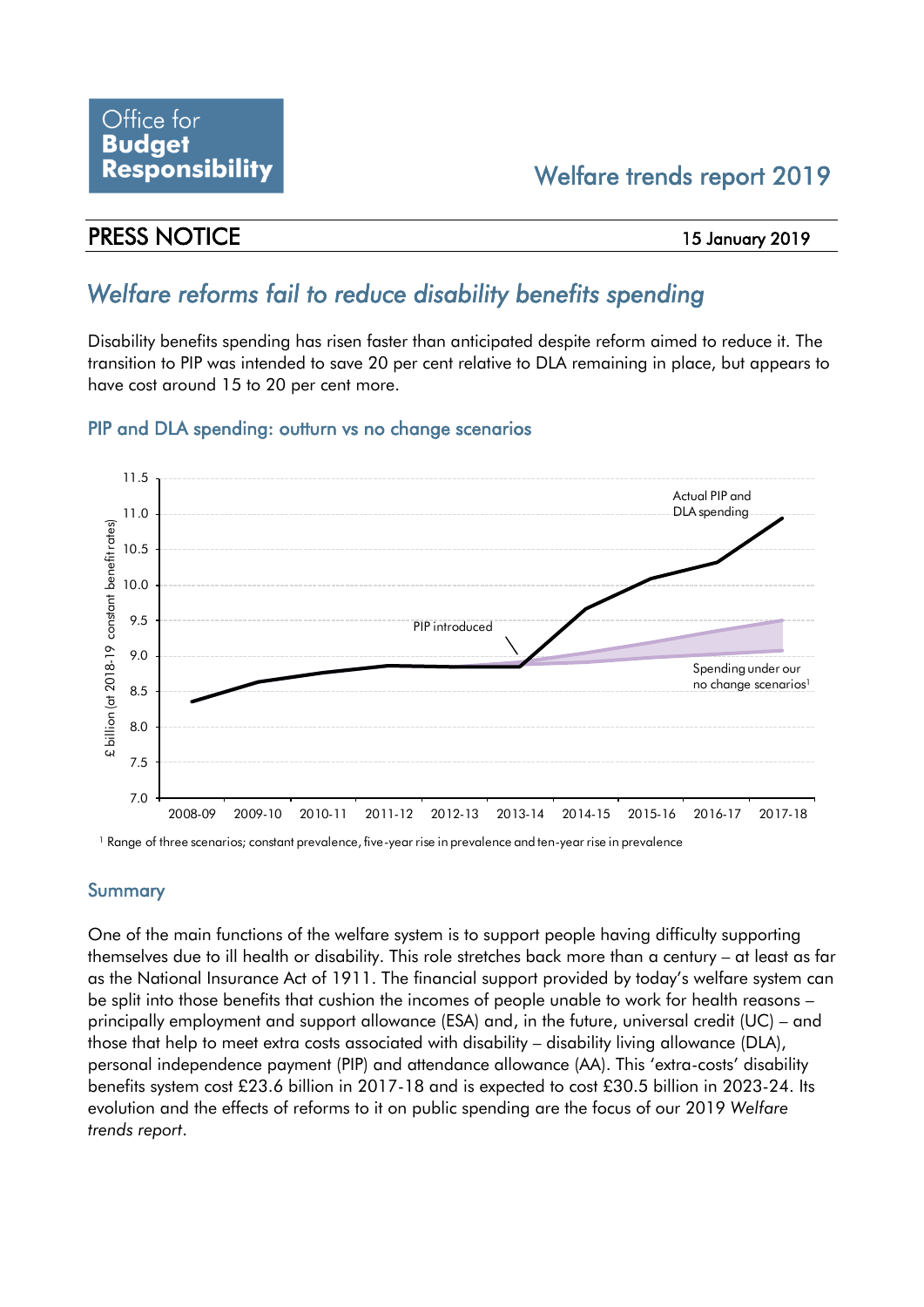Office for **Budget Responsibility**

Welfare trends report 2019

## PRESS NOTICE

15 January 2019

# *Welfare reforms fail to reduce disability benefits spending*

Disability benefits spending has risen faster than anticipated despite reform aimed to reduce it. The transition to PIP was intended to save 20 per cent relative to DLA remaining in place, but appears to have cost around 15 to 20 per cent more.

### PIP and DLA spending: outturn vs no change scenarios

[1] Range of three scenarios; constant prevalence, five-year rise in prevalence and ten-year rise in prevalence

### Summary

One of the main functions of the welfare system is to support people having difficulty supporting themselves due to ill health or disability. This role stretches back more than a century – at least as far as the National Insurance Act of 1911. The financial support provided by today's welfare system can be split into those benefits that cushion the incomes of people unable to work for health reasons – principally employment and support allowance (ESA) and, in the future, universal credit (UC) – and those that help to meet extra costs associated with disability – disability living allowance (DLA), personal independence payment (PIP) and attendance allowance (AA). This 'extra-costs' disability benefits system cost £23.6 billion in 2017-18 and is expected to cost £30.5 billion in 2023-24. Its evolution and the effects of reforms to it on public spending are the focus of our 2019 *Welfare trends report*.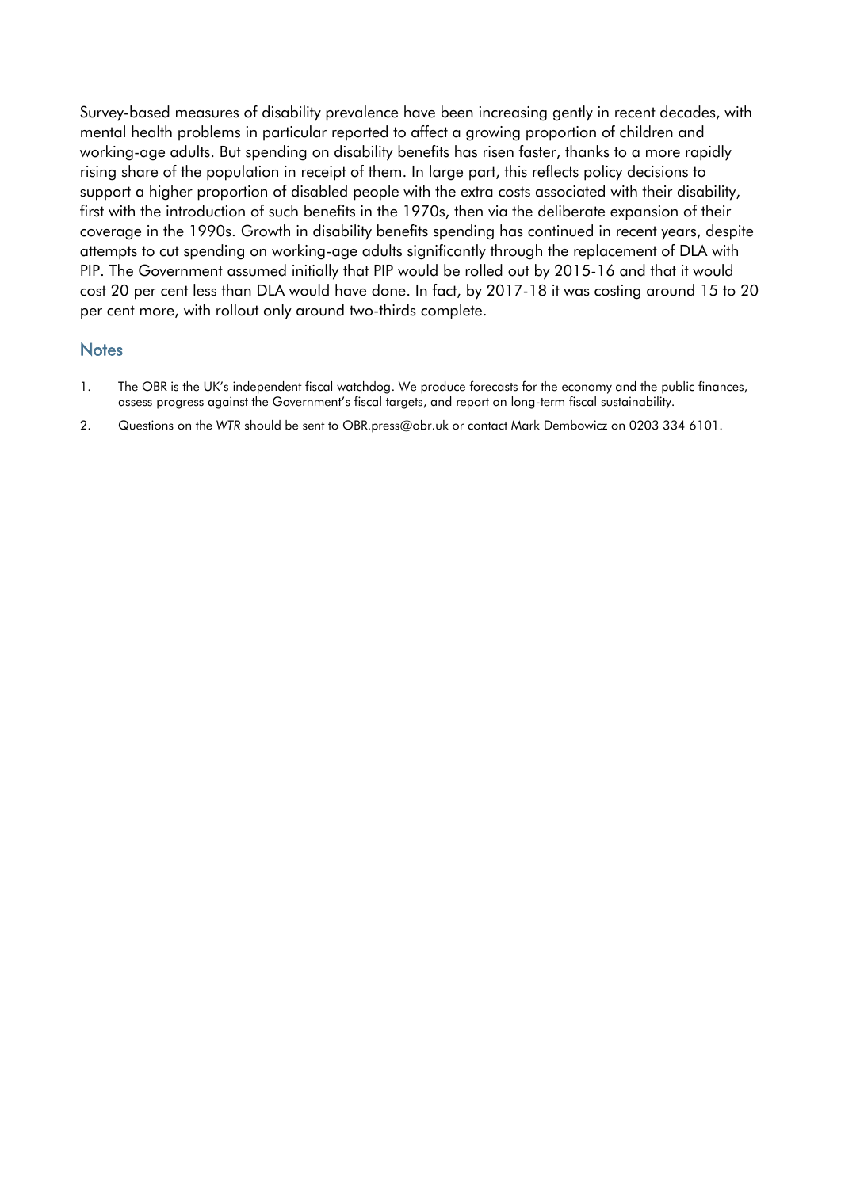Survey-based measures of disability prevalence have been increasing gently in recent decades, with mental health problems in particular reported to affect a growing proportion of children and working-age adults. But spending on disability benefits has risen faster, thanks to a more rapidly rising share of the population in receipt of them. In large part, this reflects policy decisions to support a higher proportion of disabled people with the extra costs associated with their disability, first with the introduction of such benefits in the 1970s, then via the deliberate expansion of their coverage in the 1990s. Growth in disability benefits spending has continued in recent years, despite attempts to cut spending on working-age adults significantly through the replacement of DLA with PIP. The Government assumed initially that PIP would be rolled out by 2015-16 and that it would cost 20 per cent less than DLA would have done. In fact, by 2017-18 it was costing around 15 to 20 per cent more, with rollout only around two-thirds complete.

## Notes

1. The OBR is the UK's independent fiscal watchdog. We produce forecasts for the economy and the public finances, assess progress against the Government's fiscal targets, and report on long-term fiscal sustainability.
2. Questions on the *WTR* should be sent to OBR.press@obr.uk or contact Mark Dembowicz on 0203 334 6101.